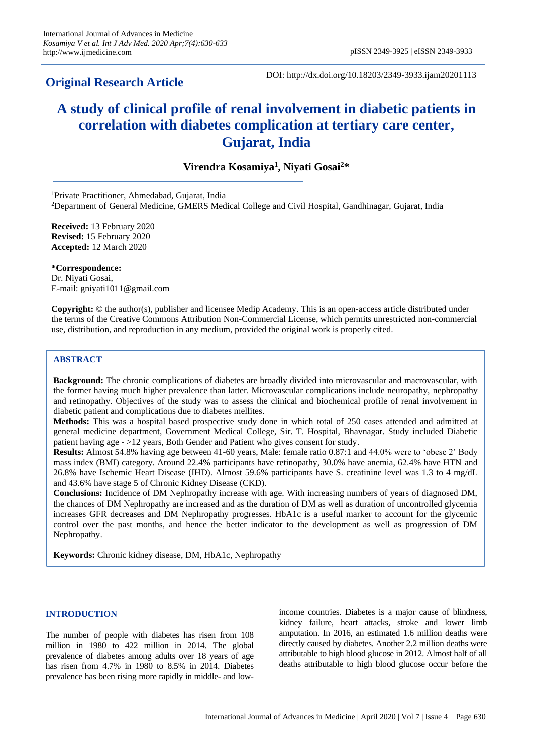**Original Research Article**

DOI: http://dx.doi.org/10.18203/2349-3933.ijam20201113

# A study of clinical profile of renal involvement in diabetic patients in correlation with diabetes complication at tertiary care center, Gujarat, India

**Virendra Kosamiya[1], Niyati Gosai[2]***

[1]Private Practitioner, Ahmedabad, Gujarat, India
[2]Department of General Medicine, GMERS Medical College and Civil Hospital, Gandhinagar, Gujarat, India

**Received:** 13 February 2020
**Revised:** 15 February 2020
**Accepted:** 12 March 2020

***Correspondence:**
Dr. Niyati Gosai,
E-mail: gniyati1011@gmail.com

**Copyright:** © the author(s), publisher and licensee Medip Academy. This is an open-access article distributed under the terms of the Creative Commons Attribution Non-Commercial License, which permits unrestricted non-commercial use, distribution, and reproduction in any medium, provided the original work is properly cited.

## ABSTRACT

**Background:** The chronic complications of diabetes are broadly divided into microvascular and macrovascular, with the former having much higher prevalence than latter. Microvascular complications include neuropathy, nephropathy and retinopathy. Objectives of the study was to assess the clinical and biochemical profile of renal involvement in diabetic patient and complications due to diabetes mellites.

**Methods:** This was a hospital based prospective study done in which total of 250 cases attended and admitted at general medicine department, Government Medical College, Sir. T. Hospital, Bhavnagar. Study included Diabetic patient having age - >12 years, Both Gender and Patient who gives consent for study.

**Results:** Almost 54.8% having age between 41-60 years, Male: female ratio 0.87:1 and 44.0% were to 'obese 2' Body mass index (BMI) category. Around 22.4% participants have retinopathy, 30.0% have anemia, 62.4% have HTN and 26.8% have Ischemic Heart Disease (IHD). Almost 59.6% participants have S. creatinine level was 1.3 to 4 mg/dL and 43.6% have stage 5 of Chronic Kidney Disease (CKD).

**Conclusions:** Incidence of DM Nephropathy increase with age. With increasing numbers of years of diagnosed DM, the chances of DM Nephropathy are increased and as the duration of DM as well as duration of uncontrolled glycemia increases GFR decreases and DM Nephropathy progresses. HbA1c is a useful marker to account for the glycemic control over the past months, and hence the better indicator to the development as well as progression of DM Nephropathy.

**Keywords:** Chronic kidney disease, DM, HbA1c, Nephropathy

## INTRODUCTION

The number of people with diabetes has risen from 108 million in 1980 to 422 million in 2014. The global prevalence of diabetes among adults over 18 years of age has risen from 4.7% in 1980 to 8.5% in 2014. Diabetes prevalence has been rising more rapidly in middle- and low-income countries. Diabetes is a major cause of blindness, kidney failure, heart attacks, stroke and lower limb amputation. In 2016, an estimated 1.6 million deaths were directly caused by diabetes. Another 2.2 million deaths were attributable to high blood glucose in 2012. Almost half of all deaths attributable to high blood glucose occur before the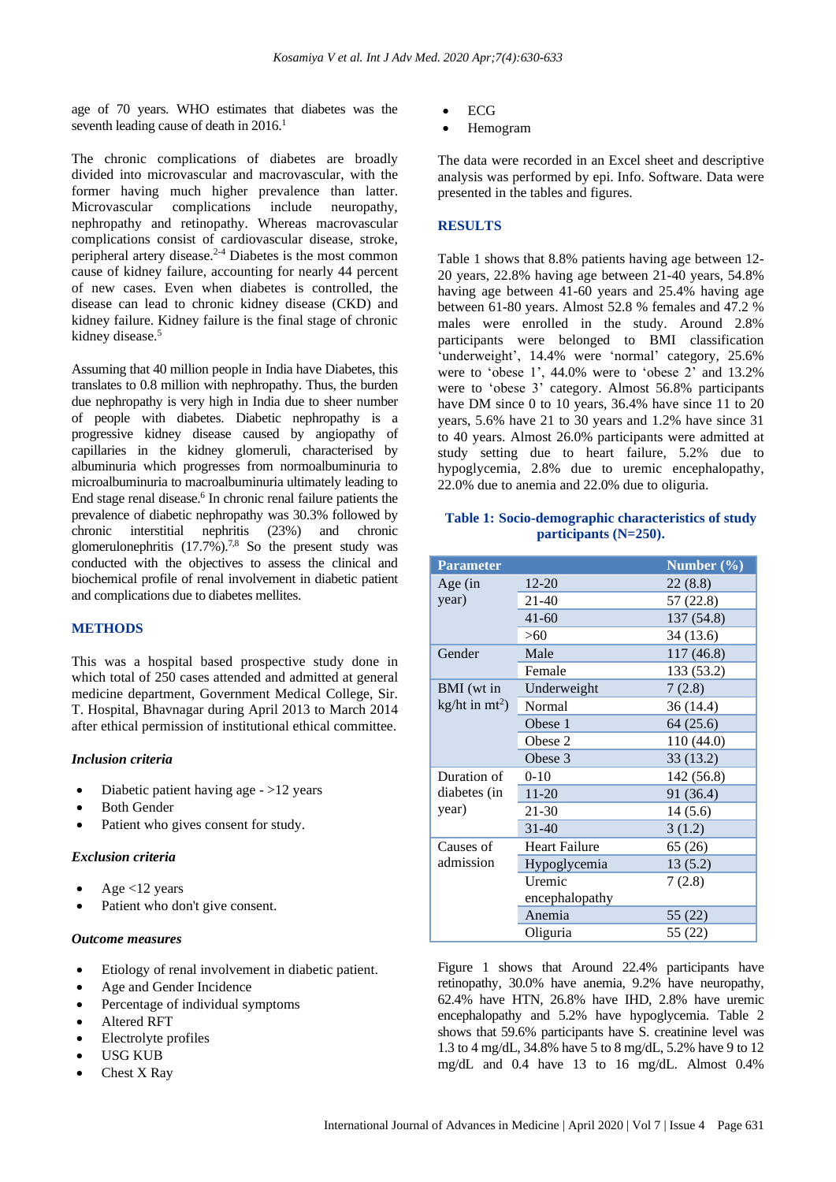age of 70 years. WHO estimates that diabetes was the seventh leading cause of death in 2016.[1]

The chronic complications of diabetes are broadly divided into microvascular and macrovascular, with the former having much higher prevalence than latter. Microvascular complications include neuropathy, nephropathy and retinopathy. Whereas macrovascular complications consist of cardiovascular disease, stroke, peripheral artery disease.[2-4] Diabetes is the most common cause of kidney failure, accounting for nearly 44 percent of new cases. Even when diabetes is controlled, the disease can lead to chronic kidney disease (CKD) and kidney failure. Kidney failure is the final stage of chronic kidney disease.[5]

Assuming that 40 million people in India have Diabetes, this translates to 0.8 million with nephropathy. Thus, the burden due nephropathy is very high in India due to sheer number of people with diabetes. Diabetic nephropathy is a progressive kidney disease caused by angiopathy of capillaries in the kidney glomeruli, characterised by albuminuria which progresses from normoalbuminuria to microalbuminuria to macroalbuminuria ultimately leading to End stage renal disease.[6] In chronic renal failure patients the prevalence of diabetic nephropathy was 30.3% followed by chronic interstitial nephritis (23%) and chronic glomerulonephritis (17.7%).[7,8] So the present study was conducted with the objectives to assess the clinical and biochemical profile of renal involvement in diabetic patient and complications due to diabetes mellites.

## METHODS

This was a hospital based prospective study done in which total of 250 cases attended and admitted at general medicine department, Government Medical College, Sir. T. Hospital, Bhavnagar during April 2013 to March 2014 after ethical permission of institutional ethical committee.

### *Inclusion criteria*

- Diabetic patient having age - >12 years
- Both Gender
- Patient who gives consent for study.

### *Exclusion criteria*

- Age <12 years
- Patient who don't give consent.

### *Outcome measures*

- Etiology of renal involvement in diabetic patient.
- Age and Gender Incidence
- Percentage of individual symptoms
- Altered RFT
- Electrolyte profiles
- USG KUB
- Chest X Ray
- ECG
- Hemogram

The data were recorded in an Excel sheet and descriptive analysis was performed by epi. Info. Software. Data were presented in the tables and figures.

## RESULTS

Table 1 shows that 8.8% patients having age between 12-20 years, 22.8% having age between 21-40 years, 54.8% having age between 41-60 years and 25.4% having age between 61-80 years. Almost 52.8 % females and 47.2 % males were enrolled in the study. Around 2.8% participants were belonged to BMI classification 'underweight', 14.4% were 'normal' category, 25.6% were to 'obese 1', 44.0% were to 'obese 2' and 13.2% were to 'obese 3' category. Almost 56.8% participants have DM since 0 to 10 years, 36.4% have since 11 to 20 years, 5.6% have 21 to 30 years and 1.2% have since 31 to 40 years. Almost 26.0% participants were admitted at study setting due to heart failure, 5.2% due to hypoglycemia, 2.8% due to uremic encephalopathy, 22.0% due to anemia and 22.0% due to oliguria.

**Table 1: Socio-demographic characteristics of study participants (N=250).**

| Parameter | | Number (%) |
|---|---|---|
| Age (in year) | 12-20 | 22 (8.8) |
| | 21-40 | 57 (22.8) |
| | 41-60 | 137 (54.8) |
| | >60 | 34 (13.6) |
| Gender | Male | 117 (46.8) |
| | Female | 133 (53.2) |
| BMI (wt in kg/ht in mt$^2$) | Underweight | 7 (2.8) |
| | Normal | 36 (14.4) |
| | Obese 1 | 64 (25.6) |
| | Obese 2 | 110 (44.0) |
| | Obese 3 | 33 (13.2) |
| Duration of diabetes (in year) | 0-10 | 142 (56.8) |
| | 11-20 | 91 (36.4) |
| | 21-30 | 14 (5.6) |
| | 31-40 | 3 (1.2) |
| Causes of admission | Heart Failure | 65 (26) |
| | Hypoglycemia | 13 (5.2) |
| | Uremic encephalopathy | 7 (2.8) |
| | Anemia | 55 (22) |
| | Oliguria | 55 (22) |

Figure 1 shows that Around 22.4% participants have retinopathy, 30.0% have anemia, 9.2% have neuropathy, 62.4% have HTN, 26.8% have IHD, 2.8% have uremic encephalopathy and 5.2% have hypoglycemia. Table 2 shows that 59.6% participants have S. creatinine level was 1.3 to 4 mg/dL, 34.8% have 5 to 8 mg/dL, 5.2% have 9 to 12 mg/dL and 0.4 have 13 to 16 mg/dL. Almost 0.4%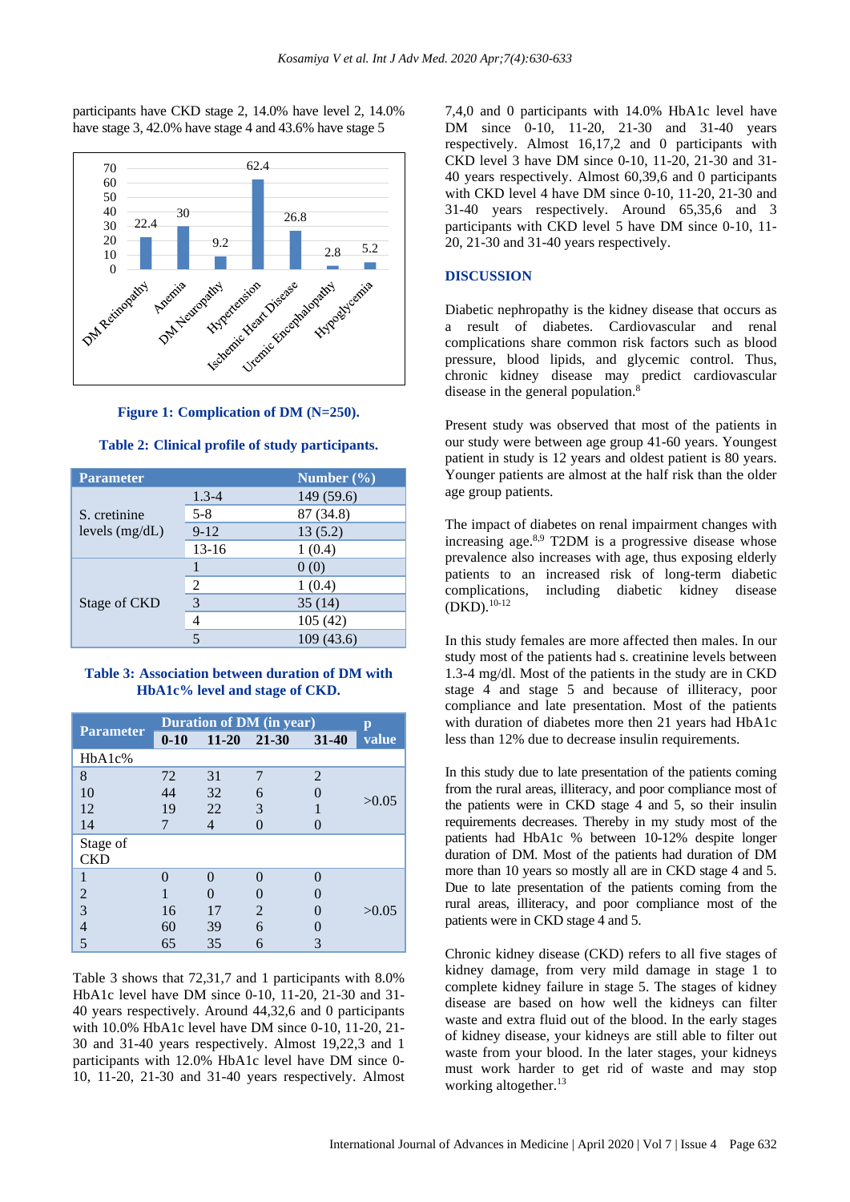participants have CKD stage 2, 14.0% have level 2, 14.0% have stage 3, 42.0% have stage 4 and 43.6% have stage 5

**Figure 1: Complication of DM (N=250).**

**Table 2: Clinical profile of study participants.**

| Parameter | | Number (%) |
|---|---|---|
| S. cretinine levels (mg/dL) | 1.3-4 | 149 (59.6) |
| | 5-8 | 87 (34.8) |
| | 9-12 | 13 (5.2) |
| | 13-16 | 1 (0.4) |
| Stage of CKD | 1 | 0 (0) |
| | 2 | 1 (0.4) |
| | 3 | 35 (14) |
| | 4 | 105 (42) |
| | 5 | 109 (43.6) |

**Table 3: Association between duration of DM with HbA1c% level and stage of CKD.**

| Parameter | Duration of DM (in year) | | | | p value |
|---|---|---|---|---|---|
| | 0-10 | 11-20 | 21-30 | 31-40 | |
| HbA1c% | | | | | |
| 8 | 72 | 31 | 7 | 2 | >0.05 |
| 10 | 44 | 32 | 6 | 0 | |
| 12 | 19 | 22 | 3 | 1 | |
| 14 | 7 | 4 | 0 | 0 | |
| Stage of CKD | | | | | |
| 1 | 0 | 0 | 0 | 0 | >0.05 |
| 2 | 1 | 0 | 0 | 0 | |
| 3 | 16 | 17 | 2 | 0 | |
| 4 | 60 | 39 | 6 | 0 | |
| 5 | 65 | 35 | 6 | 3 | |

Table 3 shows that 72,31,7 and 1 participants with 8.0% HbA1c level have DM since 0-10, 11-20, 21-30 and 31-40 years respectively. Around 44,32,6 and 0 participants with 10.0% HbA1c level have DM since 0-10, 11-20, 21-30 and 31-40 years respectively. Almost 19,22,3 and 1 participants with 12.0% HbA1c level have DM since 0-10, 11-20, 21-30 and 31-40 years respectively. Almost 7,4,0 and 0 participants with 14.0% HbA1c level have DM since 0-10, 11-20, 21-30 and 31-40 years respectively. Almost 16,17,2 and 0 participants with CKD level 3 have DM since 0-10, 11-20, 21-30 and 31-40 years respectively. Almost 60,39,6 and 0 participants with CKD level 4 have DM since 0-10, 11-20, 21-30 and 31-40 years respectively. Around 65,35,6 and 3 participants with CKD level 5 have DM since 0-10, 11-20, 21-30 and 31-40 years respectively.

## DISCUSSION

Diabetic nephropathy is the kidney disease that occurs as a result of diabetes. Cardiovascular and renal complications share common risk factors such as blood pressure, blood lipids, and glycemic control. Thus, chronic kidney disease may predict cardiovascular disease in the general population.[8]

Present study was observed that most of the patients in our study were between age group 41-60 years. Youngest patient in study is 12 years and oldest patient is 80 years. Younger patients are almost at the half risk than the older age group patients.

The impact of diabetes on renal impairment changes with increasing age.[8,9] T2DM is a progressive disease whose prevalence also increases with age, thus exposing elderly patients to an increased risk of long-term diabetic complications, including diabetic kidney disease (DKD).[10-12]

In this study females are more affected then males. In our study most of the patients had s. creatinine levels between 1.3-4 mg/dl. Most of the patients in the study are in CKD stage 4 and stage 5 and because of illiteracy, poor compliance and late presentation. Most of the patients with duration of diabetes more then 21 years had HbA1c less than 12% due to decrease insulin requirements.

In this study due to late presentation of the patients coming from the rural areas, illiteracy, and poor compliance most of the patients were in CKD stage 4 and 5, so their insulin requirements decreases. Thereby in my study most of the patients had HbA1c % between 10-12% despite longer duration of DM. Most of the patients had duration of DM more than 10 years so mostly all are in CKD stage 4 and 5. Due to late presentation of the patients coming from the rural areas, illiteracy, and poor compliance most of the patients were in CKD stage 4 and 5.

Chronic kidney disease (CKD) refers to all five stages of kidney damage, from very mild damage in stage 1 to complete kidney failure in stage 5. The stages of kidney disease are based on how well the kidneys can filter waste and extra fluid out of the blood. In the early stages of kidney disease, your kidneys are still able to filter out waste from your blood. In the later stages, your kidneys must work harder to get rid of waste and may stop working altogether.[13]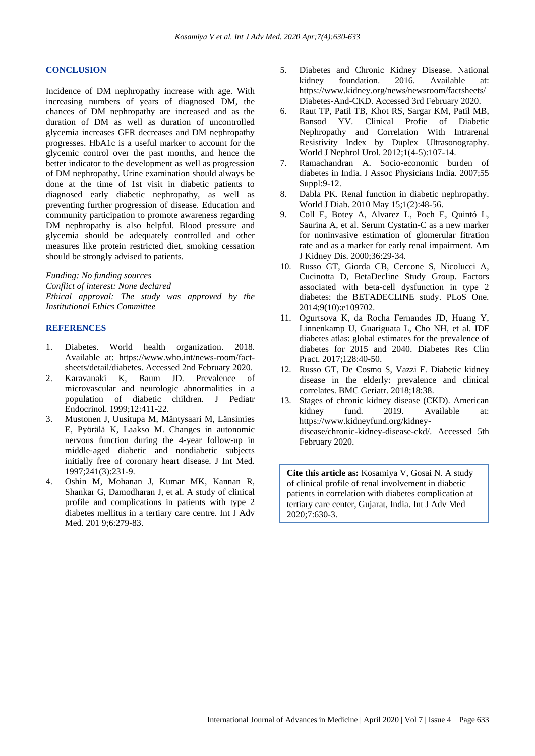## CONCLUSION

Incidence of DM nephropathy increase with age. With increasing numbers of years of diagnosed DM, the chances of DM nephropathy are increased and as the duration of DM as well as duration of uncontrolled glycemia increases GFR decreases and DM nephropathy progresses. HbA1c is a useful marker to account for the glycemic control over the past months, and hence the better indicator to the development as well as progression of DM nephropathy. Urine examination should always be done at the time of 1st visit in diabetic patients to diagnosed early diabetic nephropathy, as well as preventing further progression of disease. Education and community participation to promote awareness regarding DM nephropathy is also helpful. Blood pressure and glycemia should be adequately controlled and other measures like protein restricted diet, smoking cessation should be strongly advised to patients.

*Funding: No funding sources*
*Conflict of interest: None declared*
*Ethical approval: The study was approved by the Institutional Ethics Committee*

## REFERENCES

1. Diabetes. World health organization. 2018. Available at: https://www.who.int/news-room/fact-sheets/detail/diabetes. Accessed 2nd February 2020.
2. Karavanaki K, Baum JD. Prevalence of microvascular and neurologic abnormalities in a population of diabetic children. J Pediatr Endocrinol. 1999;12:411-22.
3. Mustonen J, Uusitupa M, Mäntysaari M, Länsimies E, Pyörälä K, Laakso M. Changes in autonomic nervous function during the 4-year follow-up in middle-aged diabetic and nondiabetic subjects initially free of coronary heart disease. J Int Med. 1997;241(3):231-9.
4. Oshin M, Mohanan J, Kumar MK, Kannan R, Shankar G, Damodharan J, et al. A study of clinical profile and complications in patients with type 2 diabetes mellitus in a tertiary care centre. Int J Adv Med. 201 9;6:279-83.
5. Diabetes and Chronic Kidney Disease. National kidney foundation. 2016. Available at: https://www.kidney.org/news/newsroom/factsheets/Diabetes-And-CKD. Accessed 3rd February 2020.
6. Raut TP, Patil TB, Khot RS, Sargar KM, Patil MB, Bansod YV. Clinical Profie of Diabetic Nephropathy and Correlation With Intrarenal Resistivity Index by Duplex Ultrasonography. World J Nephrol Urol. 2012;1(4-5):107-14.
7. Ramachandran A. Socio-economic burden of diabetes in India. J Assoc Physicians India. 2007;55 Suppl:9-12.
8. Dabla PK. Renal function in diabetic nephropathy. World J Diab. 2010 May 15;1(2):48-56.
9. Coll E, Botey A, Alvarez L, Poch E, Quintó L, Saurina A, et al. Serum Cystatin-C as a new marker for noninvasive estimation of glomerular fitration rate and as a marker for early renal impairment. Am J Kidney Dis. 2000;36:29-34.
10. Russo GT, Giorda CB, Cercone S, Nicolucci A, Cucinotta D, BetaDecline Study Group. Factors associated with beta-cell dysfunction in type 2 diabetes: the BETADECLINE study. PLoS One. 2014;9(10):e109702.
11. Ogurtsova K, da Rocha Fernandes JD, Huang Y, Linnenkamp U, Guariguata L, Cho NH, et al. IDF diabetes atlas: global estimates for the prevalence of diabetes for 2015 and 2040. Diabetes Res Clin Pract. 2017;128:40-50.
12. Russo GT, De Cosmo S, Vazzi F. Diabetic kidney disease in the elderly: prevalence and clinical correlates. BMC Geriatr. 2018;18:38.
13. Stages of chronic kidney disease (CKD). American kidney fund. 2019. Available at: https://www.kidneyfund.org/kidney-disease/chronic-kidney-disease-ckd/. Accessed 5th February 2020.

**Cite this article as:** Kosamiya V, Gosai N. A study of clinical profile of renal involvement in diabetic patients in correlation with diabetes complication at tertiary care center, Gujarat, India. Int J Adv Med 2020;7:630-3.